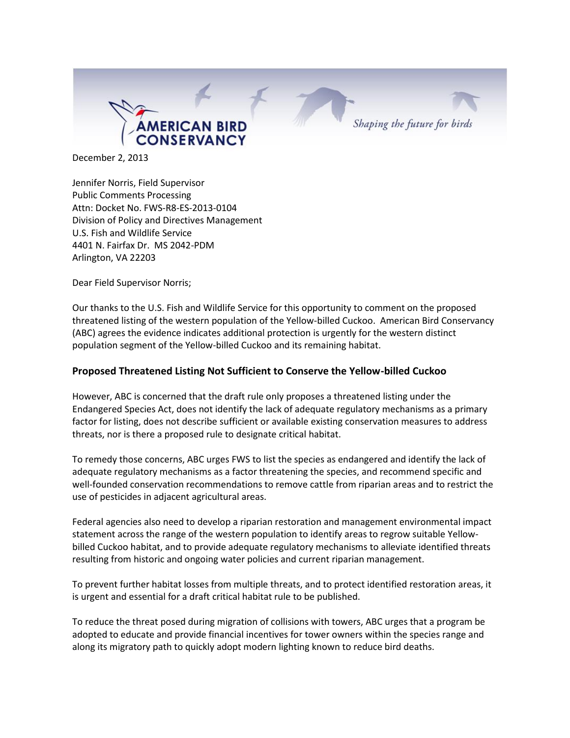December 2, 2013

Jennifer Norris, Field Supervisor
Public Comments Processing
Attn: Docket No. FWS-R8-ES-2013-0104
Division of Policy and Directives Management
U.S. Fish and Wildlife Service
4401 N. Fairfax Dr. MS 2042-PDM
Arlington, VA 22203

Dear Field Supervisor Norris;

Our thanks to the U.S. Fish and Wildlife Service for this opportunity to comment on the proposed threatened listing of the western population of the Yellow-billed Cuckoo. American Bird Conservancy (ABC) agrees the evidence indicates additional protection is urgently for the western distinct population segment of the Yellow-billed Cuckoo and its remaining habitat.

### Proposed Threatened Listing Not Sufficient to Conserve the Yellow-billed Cuckoo

However, ABC is concerned that the draft rule only proposes a threatened listing under the Endangered Species Act, does not identify the lack of adequate regulatory mechanisms as a primary factor for listing, does not describe sufficient or available existing conservation measures to address threats, nor is there a proposed rule to designate critical habitat.

To remedy those concerns, ABC urges FWS to list the species as endangered and identify the lack of adequate regulatory mechanisms as a factor threatening the species, and recommend specific and well-founded conservation recommendations to remove cattle from riparian areas and to restrict the use of pesticides in adjacent agricultural areas.

Federal agencies also need to develop a riparian restoration and management environmental impact statement across the range of the western population to identify areas to regrow suitable Yellow-billed Cuckoo habitat, and to provide adequate regulatory mechanisms to alleviate identified threats resulting from historic and ongoing water policies and current riparian management.

To prevent further habitat losses from multiple threats, and to protect identified restoration areas, it is urgent and essential for a draft critical habitat rule to be published.

To reduce the threat posed during migration of collisions with towers, ABC urges that a program be adopted to educate and provide financial incentives for tower owners within the species range and along its migratory path to quickly adopt modern lighting known to reduce bird deaths.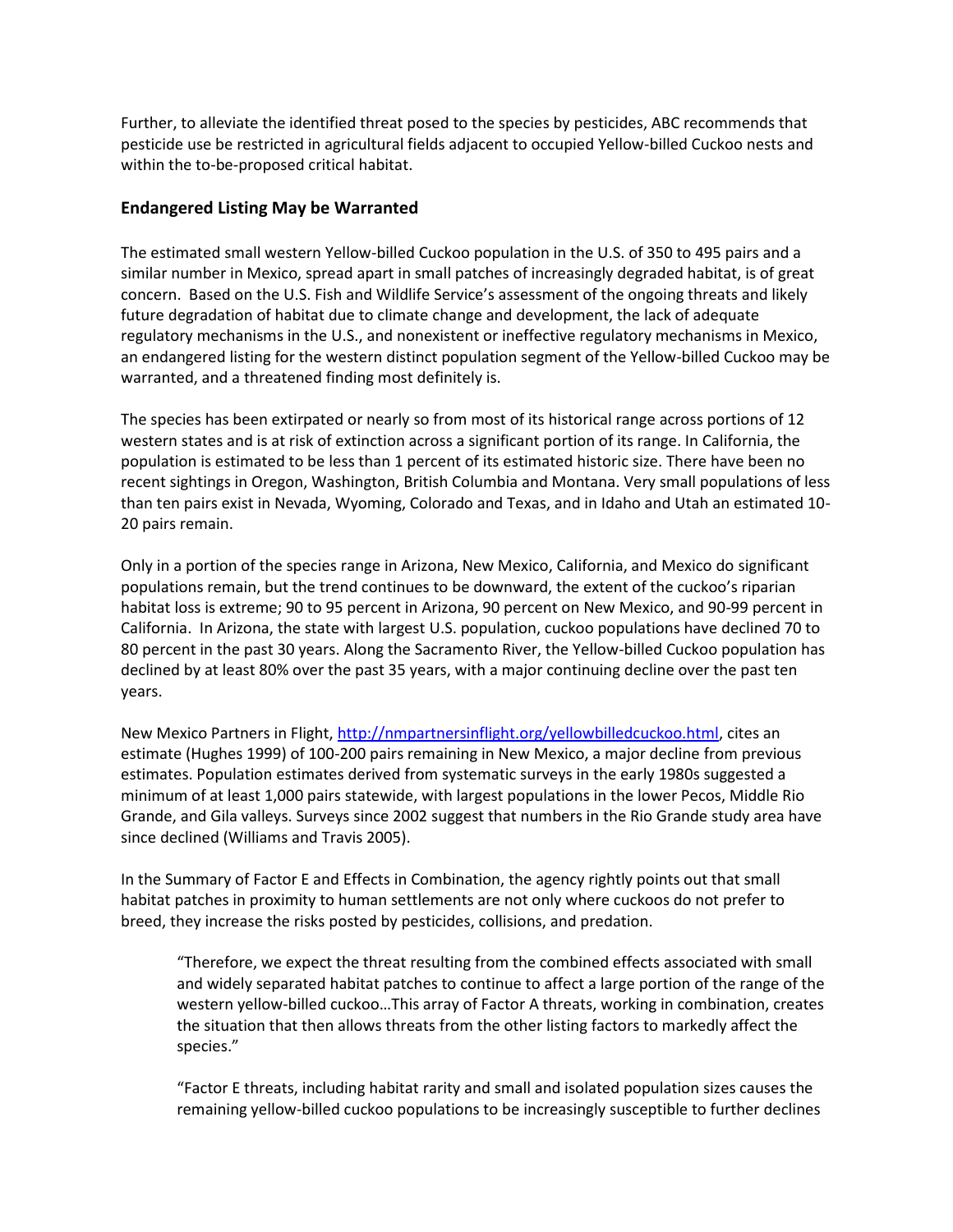Further, to alleviate the identified threat posed to the species by pesticides, ABC recommends that pesticide use be restricted in agricultural fields adjacent to occupied Yellow-billed Cuckoo nests and within the to-be-proposed critical habitat.

## Endangered Listing May be Warranted

The estimated small western Yellow-billed Cuckoo population in the U.S. of 350 to 495 pairs and a similar number in Mexico, spread apart in small patches of increasingly degraded habitat, is of great concern. Based on the U.S. Fish and Wildlife Service's assessment of the ongoing threats and likely future degradation of habitat due to climate change and development, the lack of adequate regulatory mechanisms in the U.S., and nonexistent or ineffective regulatory mechanisms in Mexico, an endangered listing for the western distinct population segment of the Yellow-billed Cuckoo may be warranted, and a threatened finding most definitely is.

The species has been extirpated or nearly so from most of its historical range across portions of 12 western states and is at risk of extinction across a significant portion of its range. In California, the population is estimated to be less than 1 percent of its estimated historic size. There have been no recent sightings in Oregon, Washington, British Columbia and Montana. Very small populations of less than ten pairs exist in Nevada, Wyoming, Colorado and Texas, and in Idaho and Utah an estimated 10-20 pairs remain.

Only in a portion of the species range in Arizona, New Mexico, California, and Mexico do significant populations remain, but the trend continues to be downward, the extent of the cuckoo's riparian habitat loss is extreme; 90 to 95 percent in Arizona, 90 percent on New Mexico, and 90-99 percent in California. In Arizona, the state with largest U.S. population, cuckoo populations have declined 70 to 80 percent in the past 30 years. Along the Sacramento River, the Yellow-billed Cuckoo population has declined by at least 80% over the past 35 years, with a major continuing decline over the past ten years.

New Mexico Partners in Flight, [http://nmpartnersinflight.org/yellowbilledcuckoo.html](http://nmpartnersinflight.org/yellowbilledcuckoo.html), cites an estimate (Hughes 1999) of 100-200 pairs remaining in New Mexico, a major decline from previous estimates. Population estimates derived from systematic surveys in the early 1980s suggested a minimum of at least 1,000 pairs statewide, with largest populations in the lower Pecos, Middle Rio Grande, and Gila valleys. Surveys since 2002 suggest that numbers in the Rio Grande study area have since declined (Williams and Travis 2005).

In the Summary of Factor E and Effects in Combination, the agency rightly points out that small habitat patches in proximity to human settlements are not only where cuckoos do not prefer to breed, they increase the risks posted by pesticides, collisions, and predation.

> "Therefore, we expect the threat resulting from the combined effects associated with small and widely separated habitat patches to continue to affect a large portion of the range of the western yellow-billed cuckoo…This array of Factor A threats, working in combination, creates the situation that then allows threats from the other listing factors to markedly affect the species."

> "Factor E threats, including habitat rarity and small and isolated population sizes causes the remaining yellow-billed cuckoo populations to be increasingly susceptible to further declines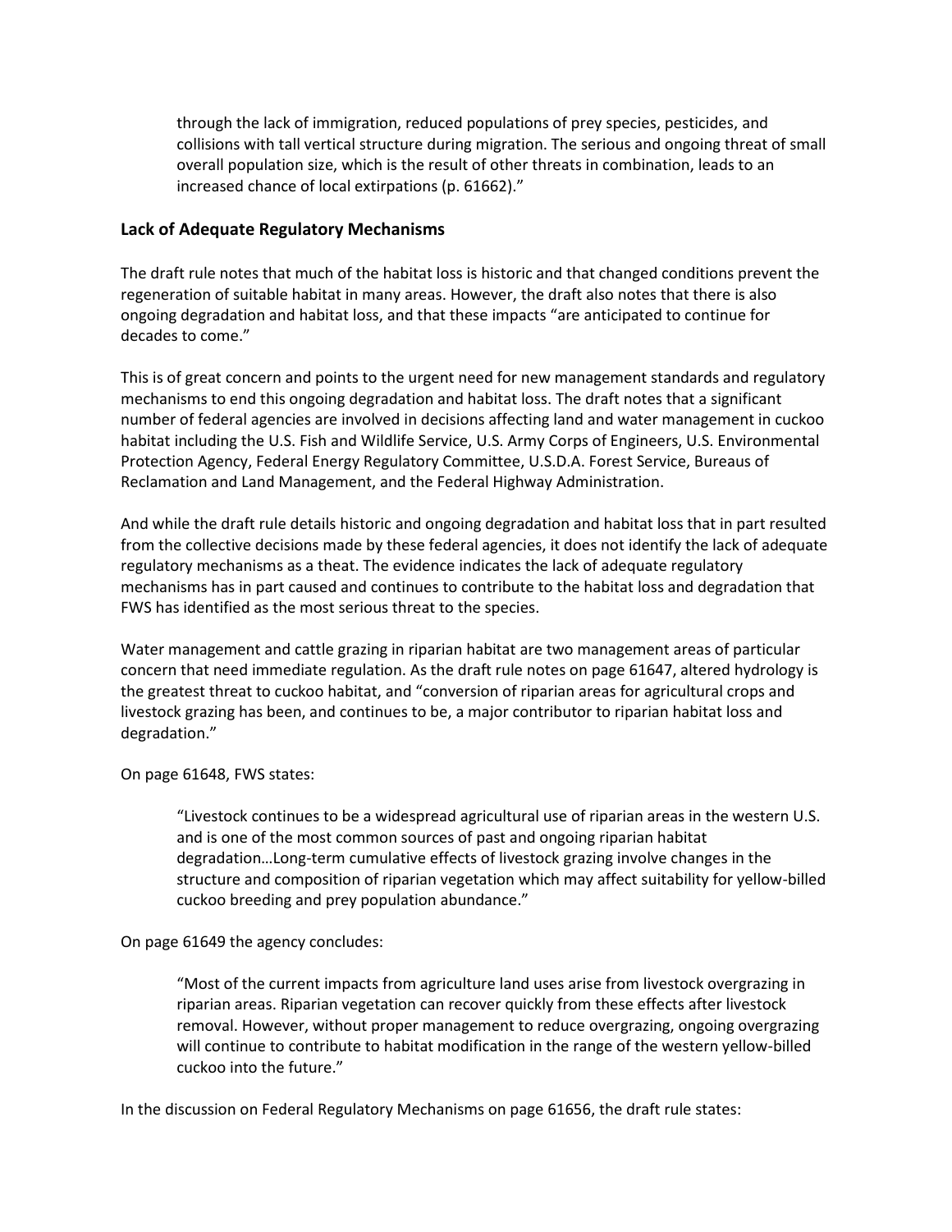> through the lack of immigration, reduced populations of prey species, pesticides, and collisions with tall vertical structure during migration. The serious and ongoing threat of small overall population size, which is the result of other threats in combination, leads to an increased chance of local extirpations (p. 61662)."

### Lack of Adequate Regulatory Mechanisms

The draft rule notes that much of the habitat loss is historic and that changed conditions prevent the regeneration of suitable habitat in many areas. However, the draft also notes that there is also ongoing degradation and habitat loss, and that these impacts "are anticipated to continue for decades to come."

This is of great concern and points to the urgent need for new management standards and regulatory mechanisms to end this ongoing degradation and habitat loss. The draft notes that a significant number of federal agencies are involved in decisions affecting land and water management in cuckoo habitat including the U.S. Fish and Wildlife Service, U.S. Army Corps of Engineers, U.S. Environmental Protection Agency, Federal Energy Regulatory Committee, U.S.D.A. Forest Service, Bureaus of Reclamation and Land Management, and the Federal Highway Administration.

And while the draft rule details historic and ongoing degradation and habitat loss that in part resulted from the collective decisions made by these federal agencies, it does not identify the lack of adequate regulatory mechanisms as a theat. The evidence indicates the lack of adequate regulatory mechanisms has in part caused and continues to contribute to the habitat loss and degradation that FWS has identified as the most serious threat to the species.

Water management and cattle grazing in riparian habitat are two management areas of particular concern that need immediate regulation. As the draft rule notes on page 61647, altered hydrology is the greatest threat to cuckoo habitat, and "conversion of riparian areas for agricultural crops and livestock grazing has been, and continues to be, a major contributor to riparian habitat loss and degradation."

On page 61648, FWS states:

> "Livestock continues to be a widespread agricultural use of riparian areas in the western U.S. and is one of the most common sources of past and ongoing riparian habitat degradation…Long-term cumulative effects of livestock grazing involve changes in the structure and composition of riparian vegetation which may affect suitability for yellow-billed cuckoo breeding and prey population abundance."

On page 61649 the agency concludes:

> "Most of the current impacts from agriculture land uses arise from livestock overgrazing in riparian areas. Riparian vegetation can recover quickly from these effects after livestock removal. However, without proper management to reduce overgrazing, ongoing overgrazing will continue to contribute to habitat modification in the range of the western yellow-billed cuckoo into the future."

In the discussion on Federal Regulatory Mechanisms on page 61656, the draft rule states: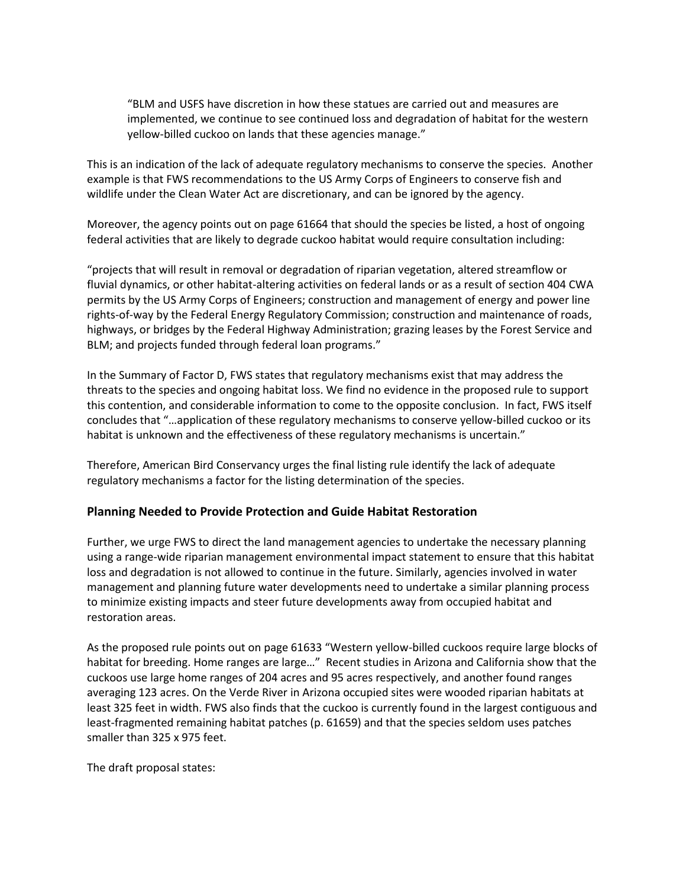> "BLM and USFS have discretion in how these statues are carried out and measures are implemented, we continue to see continued loss and degradation of habitat for the western yellow-billed cuckoo on lands that these agencies manage."

This is an indication of the lack of adequate regulatory mechanisms to conserve the species. Another example is that FWS recommendations to the US Army Corps of Engineers to conserve fish and wildlife under the Clean Water Act are discretionary, and can be ignored by the agency.

Moreover, the agency points out on page 61664 that should the species be listed, a host of ongoing federal activities that are likely to degrade cuckoo habitat would require consultation including:

"projects that will result in removal or degradation of riparian vegetation, altered streamflow or fluvial dynamics, or other habitat-altering activities on federal lands or as a result of section 404 CWA permits by the US Army Corps of Engineers; construction and management of energy and power line rights-of-way by the Federal Energy Regulatory Commission; construction and maintenance of roads, highways, or bridges by the Federal Highway Administration; grazing leases by the Forest Service and BLM; and projects funded through federal loan programs."

In the Summary of Factor D, FWS states that regulatory mechanisms exist that may address the threats to the species and ongoing habitat loss. We find no evidence in the proposed rule to support this contention, and considerable information to come to the opposite conclusion. In fact, FWS itself concludes that "…application of these regulatory mechanisms to conserve yellow-billed cuckoo or its habitat is unknown and the effectiveness of these regulatory mechanisms is uncertain."

Therefore, American Bird Conservancy urges the final listing rule identify the lack of adequate regulatory mechanisms a factor for the listing determination of the species.

### Planning Needed to Provide Protection and Guide Habitat Restoration

Further, we urge FWS to direct the land management agencies to undertake the necessary planning using a range-wide riparian management environmental impact statement to ensure that this habitat loss and degradation is not allowed to continue in the future. Similarly, agencies involved in water management and planning future water developments need to undertake a similar planning process to minimize existing impacts and steer future developments away from occupied habitat and restoration areas.

As the proposed rule points out on page 61633 "Western yellow-billed cuckoos require large blocks of habitat for breeding. Home ranges are large…" Recent studies in Arizona and California show that the cuckoos use large home ranges of 204 acres and 95 acres respectively, and another found ranges averaging 123 acres. On the Verde River in Arizona occupied sites were wooded riparian habitats at least 325 feet in width. FWS also finds that the cuckoo is currently found in the largest contiguous and least-fragmented remaining habitat patches (p. 61659) and that the species seldom uses patches smaller than 325 x 975 feet.

The draft proposal states: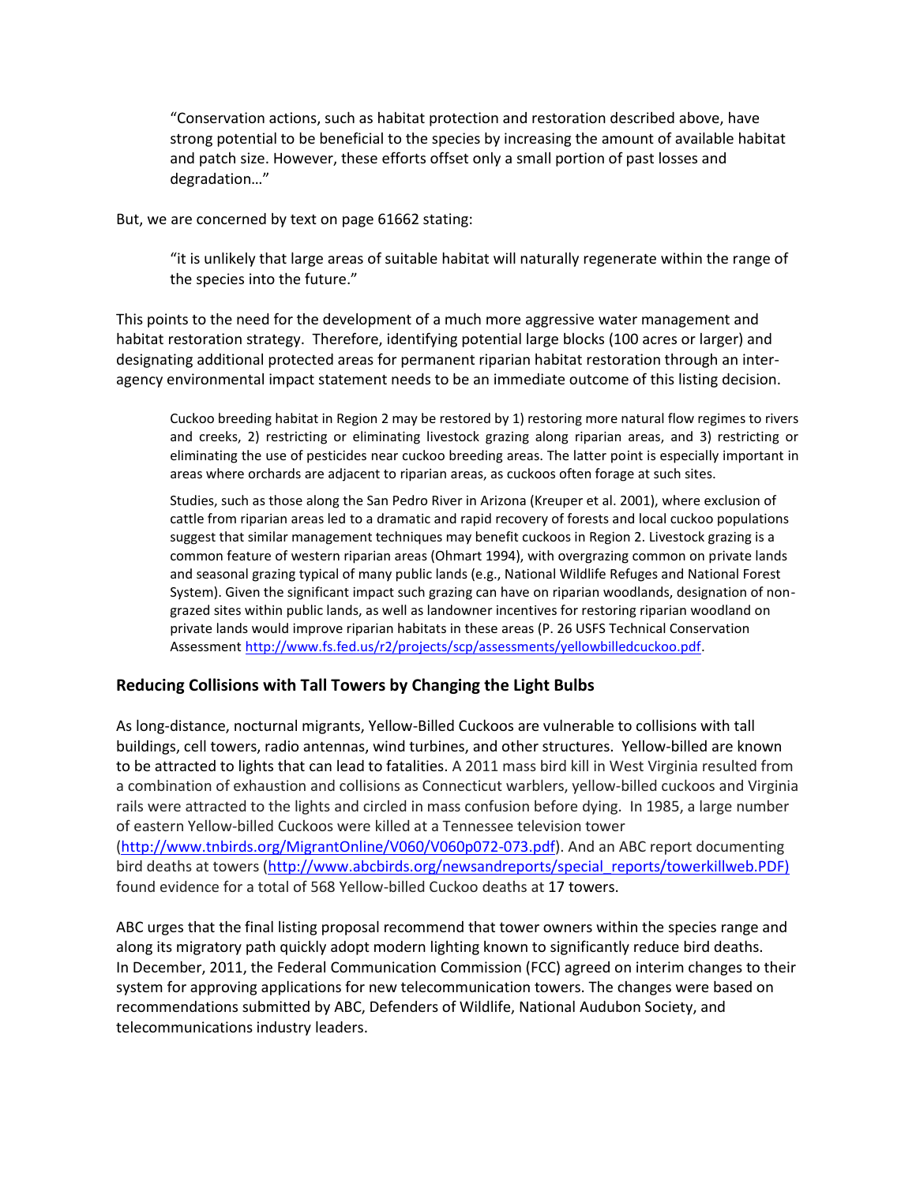> "Conservation actions, such as habitat protection and restoration described above, have strong potential to be beneficial to the species by increasing the amount of available habitat and patch size. However, these efforts offset only a small portion of past losses and degradation…"

But, we are concerned by text on page 61662 stating:

> "it is unlikely that large areas of suitable habitat will naturally regenerate within the range of the species into the future."

This points to the need for the development of a much more aggressive water management and habitat restoration strategy. Therefore, identifying potential large blocks (100 acres or larger) and designating additional protected areas for permanent riparian habitat restoration through an inter-agency environmental impact statement needs to be an immediate outcome of this listing decision.

> Cuckoo breeding habitat in Region 2 may be restored by 1) restoring more natural flow regimes to rivers and creeks, 2) restricting or eliminating livestock grazing along riparian areas, and 3) restricting or eliminating the use of pesticides near cuckoo breeding areas. The latter point is especially important in areas where orchards are adjacent to riparian areas, as cuckoos often forage at such sites.
>
> Studies, such as those along the San Pedro River in Arizona (Kreuper et al. 2001), where exclusion of cattle from riparian areas led to a dramatic and rapid recovery of forests and local cuckoo populations suggest that similar management techniques may benefit cuckoos in Region 2. Livestock grazing is a common feature of western riparian areas (Ohmart 1994), with overgrazing common on private lands and seasonal grazing typical of many public lands (e.g., National Wildlife Refuges and National Forest System). Given the significant impact such grazing can have on riparian woodlands, designation of non-grazed sites within public lands, as well as landowner incentives for restoring riparian woodland on private lands would improve riparian habitats in these areas (P. 26 USFS Technical Conservation Assessment http://www.fs.fed.us/r2/projects/scp/assessments/yellowbilledcuckoo.pdf.

## Reducing Collisions with Tall Towers by Changing the Light Bulbs

As long-distance, nocturnal migrants, Yellow-Billed Cuckoos are vulnerable to collisions with tall buildings, cell towers, radio antennas, wind turbines, and other structures. Yellow-billed are known to be attracted to lights that can lead to fatalities. A 2011 mass bird kill in West Virginia resulted from a combination of exhaustion and collisions as Connecticut warblers, yellow-billed cuckoos and Virginia rails were attracted to the lights and circled in mass confusion before dying. In 1985, a large number of eastern Yellow-billed Cuckoos were killed at a Tennessee television tower (http://www.tnbirds.org/MigrantOnline/V060/V060p072-073.pdf). And an ABC report documenting bird deaths at towers (http://www.abcbirds.org/newsandreports/special_reports/towerkillweb.PDF) found evidence for a total of 568 Yellow-billed Cuckoo deaths at 17 towers.

ABC urges that the final listing proposal recommend that tower owners within the species range and along its migratory path quickly adopt modern lighting known to significantly reduce bird deaths. In December, 2011, the Federal Communication Commission (FCC) agreed on interim changes to their system for approving applications for new telecommunication towers. The changes were based on recommendations submitted by ABC, Defenders of Wildlife, National Audubon Society, and telecommunications industry leaders.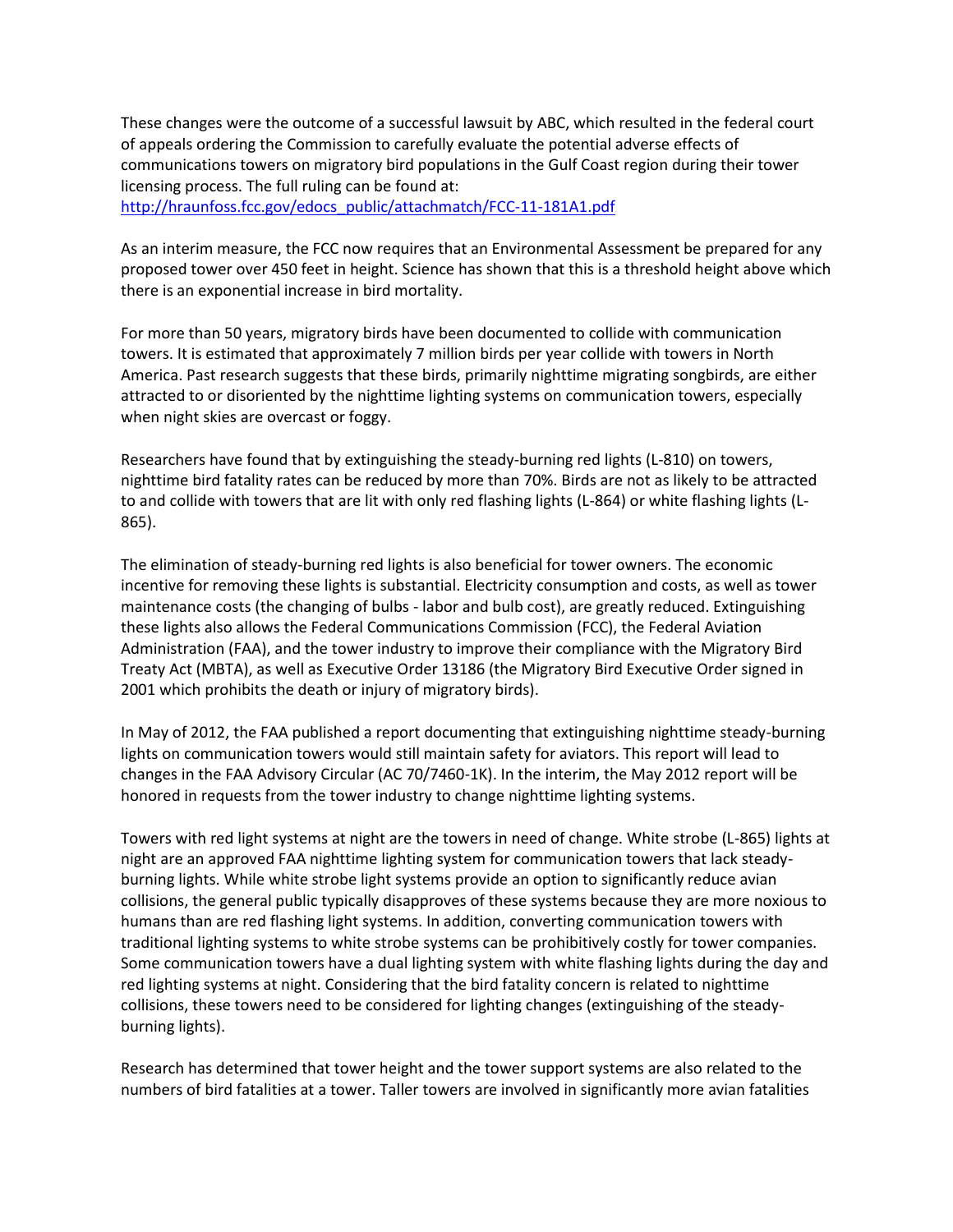These changes were the outcome of a successful lawsuit by ABC, which resulted in the federal court of appeals ordering the Commission to carefully evaluate the potential adverse effects of communications towers on migratory bird populations in the Gulf Coast region during their tower licensing process. The full ruling can be found at: [http://hraunfoss.fcc.gov/edocs_public/attachmatch/FCC-11-181A1.pdf](http://hraunfoss.fcc.gov/edocs_public/attachmatch/FCC-11-181A1.pdf)

As an interim measure, the FCC now requires that an Environmental Assessment be prepared for any proposed tower over 450 feet in height. Science has shown that this is a threshold height above which there is an exponential increase in bird mortality.

For more than 50 years, migratory birds have been documented to collide with communication towers. It is estimated that approximately 7 million birds per year collide with towers in North America. Past research suggests that these birds, primarily nighttime migrating songbirds, are either attracted to or disoriented by the nighttime lighting systems on communication towers, especially when night skies are overcast or foggy.

Researchers have found that by extinguishing the steady-burning red lights (L-810) on towers, nighttime bird fatality rates can be reduced by more than 70%. Birds are not as likely to be attracted to and collide with towers that are lit with only red flashing lights (L-864) or white flashing lights (L-865).

The elimination of steady-burning red lights is also beneficial for tower owners. The economic incentive for removing these lights is substantial. Electricity consumption and costs, as well as tower maintenance costs (the changing of bulbs - labor and bulb cost), are greatly reduced. Extinguishing these lights also allows the Federal Communications Commission (FCC), the Federal Aviation Administration (FAA), and the tower industry to improve their compliance with the Migratory Bird Treaty Act (MBTA), as well as Executive Order 13186 (the Migratory Bird Executive Order signed in 2001 which prohibits the death or injury of migratory birds).

In May of 2012, the FAA published a report documenting that extinguishing nighttime steady-burning lights on communication towers would still maintain safety for aviators. This report will lead to changes in the FAA Advisory Circular (AC 70/7460-1K). In the interim, the May 2012 report will be honored in requests from the tower industry to change nighttime lighting systems.

Towers with red light systems at night are the towers in need of change. White strobe (L-865) lights at night are an approved FAA nighttime lighting system for communication towers that lack steady-burning lights. While white strobe light systems provide an option to significantly reduce avian collisions, the general public typically disapproves of these systems because they are more noxious to humans than are red flashing light systems. In addition, converting communication towers with traditional lighting systems to white strobe systems can be prohibitively costly for tower companies. Some communication towers have a dual lighting system with white flashing lights during the day and red lighting systems at night. Considering that the bird fatality concern is related to nighttime collisions, these towers need to be considered for lighting changes (extinguishing of the steady-burning lights).

Research has determined that tower height and the tower support systems are also related to the numbers of bird fatalities at a tower. Taller towers are involved in significantly more avian fatalities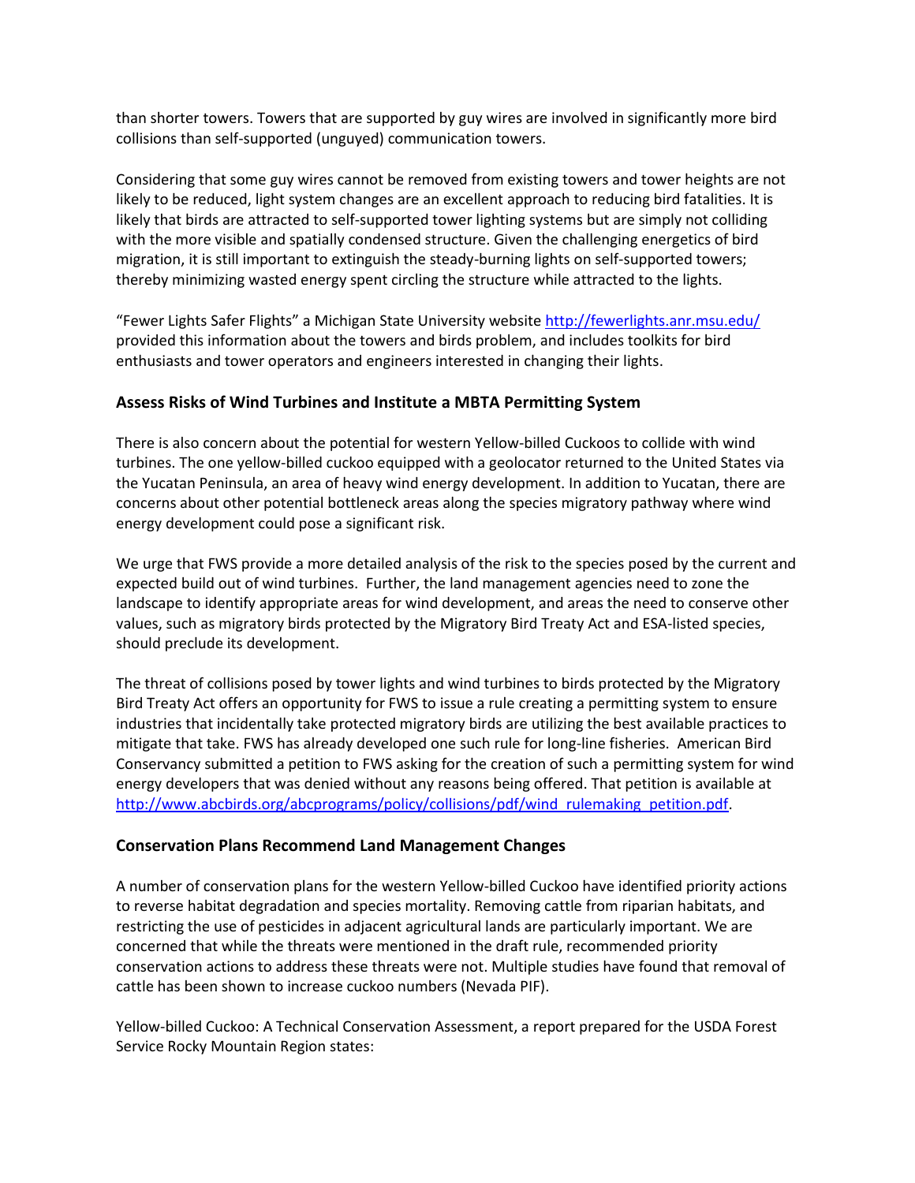than shorter towers. Towers that are supported by guy wires are involved in significantly more bird collisions than self-supported (unguyed) communication towers.

Considering that some guy wires cannot be removed from existing towers and tower heights are not likely to be reduced, light system changes are an excellent approach to reducing bird fatalities. It is likely that birds are attracted to self-supported tower lighting systems but are simply not colliding with the more visible and spatially condensed structure. Given the challenging energetics of bird migration, it is still important to extinguish the steady-burning lights on self-supported towers; thereby minimizing wasted energy spent circling the structure while attracted to the lights.

"Fewer Lights Safer Flights" a Michigan State University website http://fewerlights.anr.msu.edu/ provided this information about the towers and birds problem, and includes toolkits for bird enthusiasts and tower operators and engineers interested in changing their lights.

### Assess Risks of Wind Turbines and Institute a MBTA Permitting System

There is also concern about the potential for western Yellow-billed Cuckoos to collide with wind turbines. The one yellow-billed cuckoo equipped with a geolocator returned to the United States via the Yucatan Peninsula, an area of heavy wind energy development. In addition to Yucatan, there are concerns about other potential bottleneck areas along the species migratory pathway where wind energy development could pose a significant risk.

We urge that FWS provide a more detailed analysis of the risk to the species posed by the current and expected build out of wind turbines. Further, the land management agencies need to zone the landscape to identify appropriate areas for wind development, and areas the need to conserve other values, such as migratory birds protected by the Migratory Bird Treaty Act and ESA-listed species, should preclude its development.

The threat of collisions posed by tower lights and wind turbines to birds protected by the Migratory Bird Treaty Act offers an opportunity for FWS to issue a rule creating a permitting system to ensure industries that incidentally take protected migratory birds are utilizing the best available practices to mitigate that take. FWS has already developed one such rule for long-line fisheries. American Bird Conservancy submitted a petition to FWS asking for the creation of such a permitting system for wind energy developers that was denied without any reasons being offered. That petition is available at http://www.abcbirds.org/abcprograms/policy/collisions/pdf/wind_rulemaking_petition.pdf.

### Conservation Plans Recommend Land Management Changes

A number of conservation plans for the western Yellow-billed Cuckoo have identified priority actions to reverse habitat degradation and species mortality. Removing cattle from riparian habitats, and restricting the use of pesticides in adjacent agricultural lands are particularly important. We are concerned that while the threats were mentioned in the draft rule, recommended priority conservation actions to address these threats were not. Multiple studies have found that removal of cattle has been shown to increase cuckoo numbers (Nevada PIF).

Yellow-billed Cuckoo: A Technical Conservation Assessment, a report prepared for the USDA Forest Service Rocky Mountain Region states: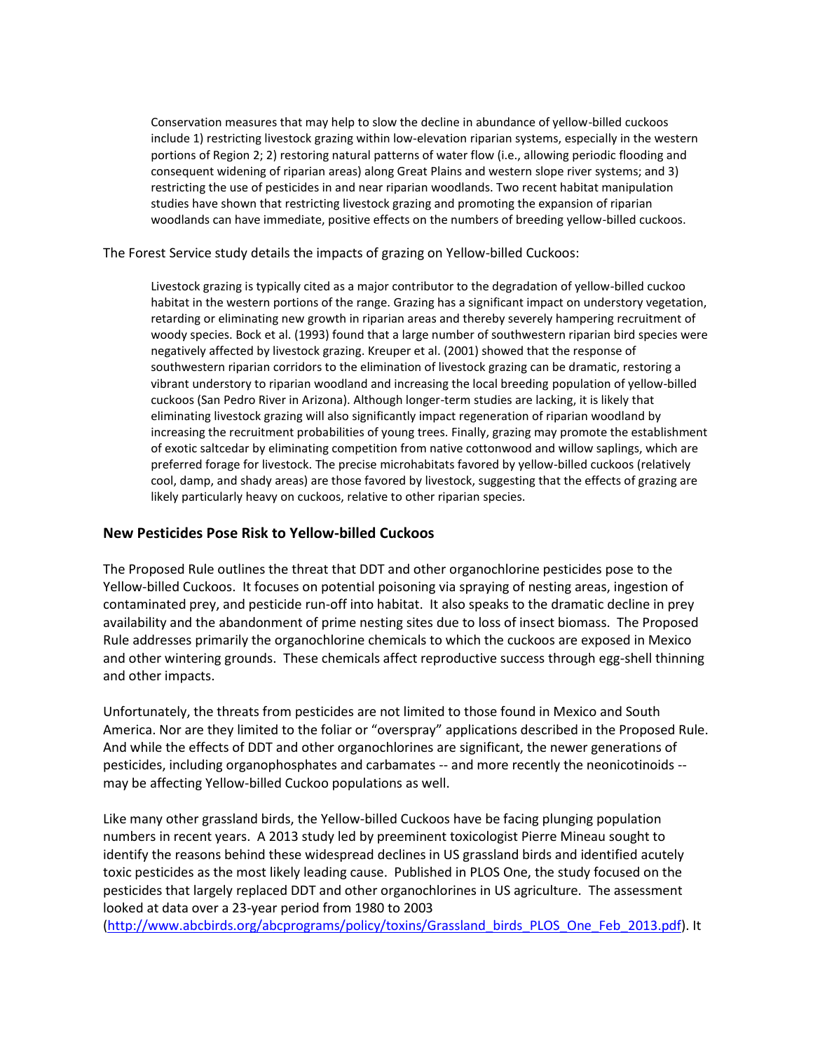> Conservation measures that may help to slow the decline in abundance of yellow-billed cuckoos include 1) restricting livestock grazing within low-elevation riparian systems, especially in the western portions of Region 2; 2) restoring natural patterns of water flow (i.e., allowing periodic flooding and consequent widening of riparian areas) along Great Plains and western slope river systems; and 3) restricting the use of pesticides in and near riparian woodlands. Two recent habitat manipulation studies have shown that restricting livestock grazing and promoting the expansion of riparian woodlands can have immediate, positive effects on the numbers of breeding yellow-billed cuckoos.

The Forest Service study details the impacts of grazing on Yellow-billed Cuckoos:

> Livestock grazing is typically cited as a major contributor to the degradation of yellow-billed cuckoo habitat in the western portions of the range. Grazing has a significant impact on understory vegetation, retarding or eliminating new growth in riparian areas and thereby severely hampering recruitment of woody species. Bock et al. (1993) found that a large number of southwestern riparian bird species were negatively affected by livestock grazing. Kreuper et al. (2001) showed that the response of southwestern riparian corridors to the elimination of livestock grazing can be dramatic, restoring a vibrant understory to riparian woodland and increasing the local breeding population of yellow-billed cuckoos (San Pedro River in Arizona). Although longer-term studies are lacking, it is likely that eliminating livestock grazing will also significantly impact regeneration of riparian woodland by increasing the recruitment probabilities of young trees. Finally, grazing may promote the establishment of exotic saltcedar by eliminating competition from native cottonwood and willow saplings, which are preferred forage for livestock. The precise microhabitats favored by yellow-billed cuckoos (relatively cool, damp, and shady areas) are those favored by livestock, suggesting that the effects of grazing are likely particularly heavy on cuckoos, relative to other riparian species.

### New Pesticides Pose Risk to Yellow-billed Cuckoos

The Proposed Rule outlines the threat that DDT and other organochlorine pesticides pose to the Yellow-billed Cuckoos. It focuses on potential poisoning via spraying of nesting areas, ingestion of contaminated prey, and pesticide run-off into habitat. It also speaks to the dramatic decline in prey availability and the abandonment of prime nesting sites due to loss of insect biomass. The Proposed Rule addresses primarily the organochlorine chemicals to which the cuckoos are exposed in Mexico and other wintering grounds. These chemicals affect reproductive success through egg-shell thinning and other impacts.

Unfortunately, the threats from pesticides are not limited to those found in Mexico and South America. Nor are they limited to the foliar or "overspray" applications described in the Proposed Rule. And while the effects of DDT and other organochlorines are significant, the newer generations of pesticides, including organophosphates and carbamates -- and more recently the neonicotinoids -- may be affecting Yellow-billed Cuckoo populations as well.

Like many other grassland birds, the Yellow-billed Cuckoos have be facing plunging population numbers in recent years. A 2013 study led by preeminent toxicologist Pierre Mineau sought to identify the reasons behind these widespread declines in US grassland birds and identified acutely toxic pesticides as the most likely leading cause. Published in PLOS One, the study focused on the pesticides that largely replaced DDT and other organochlorines in US agriculture. The assessment looked at data over a 23-year period from 1980 to 2003 (http://www.abcbirds.org/abcprograms/policy/toxins/Grassland_birds_PLOS_One_Feb_2013.pdf). It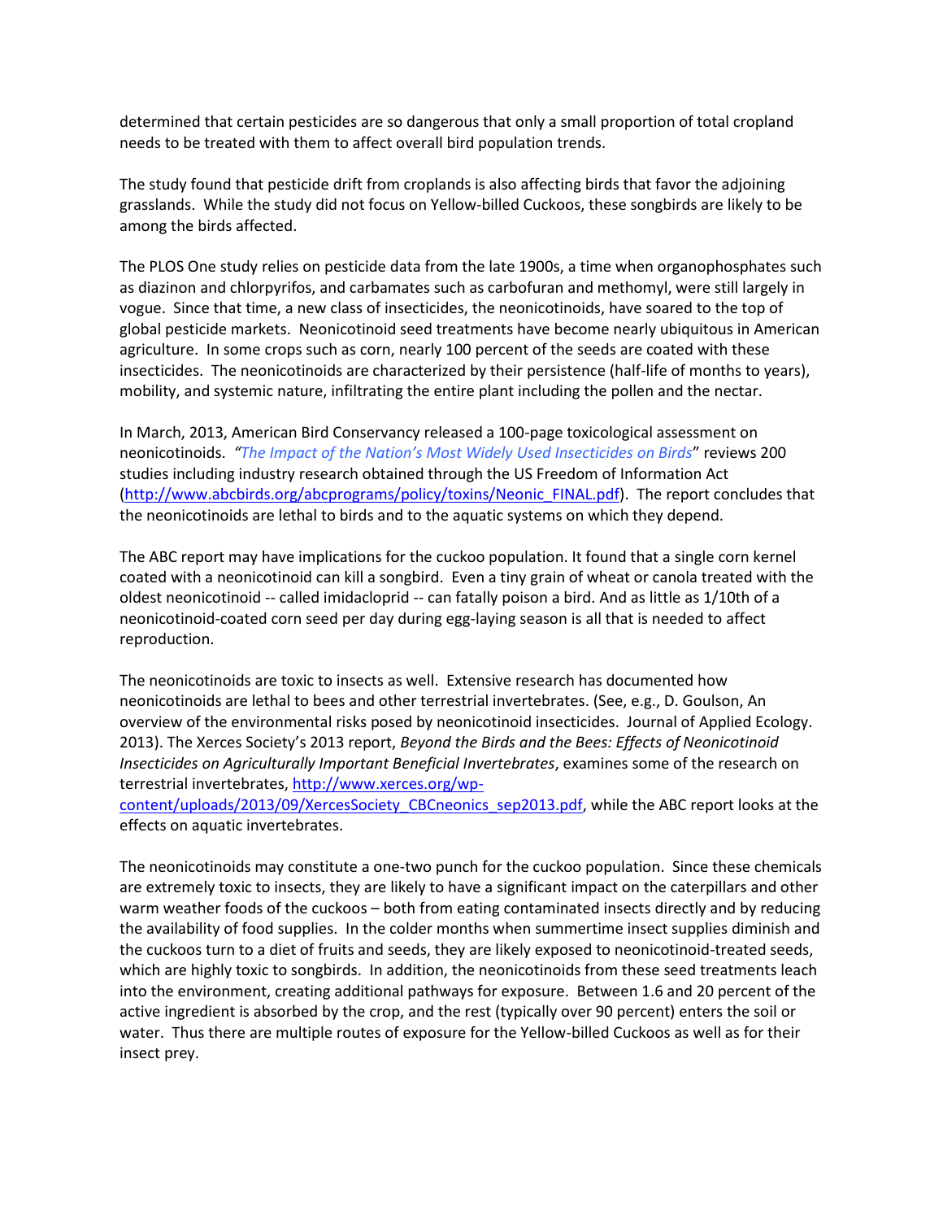determined that certain pesticides are so dangerous that only a small proportion of total cropland needs to be treated with them to affect overall bird population trends.

The study found that pesticide drift from croplands is also affecting birds that favor the adjoining grasslands. While the study did not focus on Yellow-billed Cuckoos, these songbirds are likely to be among the birds affected.

The PLOS One study relies on pesticide data from the late 1900s, a time when organophosphates such as diazinon and chlorpyrifos, and carbamates such as carbofuran and methomyl, were still largely in vogue. Since that time, a new class of insecticides, the neonicotinoids, have soared to the top of global pesticide markets. Neonicotinoid seed treatments have become nearly ubiquitous in American agriculture. In some crops such as corn, nearly 100 percent of the seeds are coated with these insecticides. The neonicotinoids are characterized by their persistence (half-life of months to years), mobility, and systemic nature, infiltrating the entire plant including the pollen and the nectar.

In March, 2013, American Bird Conservancy released a 100-page toxicological assessment on neonicotinoids. *"The Impact of the Nation's Most Widely Used Insecticides on Birds"* reviews 200 studies including industry research obtained through the US Freedom of Information Act (http://www.abcbirds.org/abcprograms/policy/toxins/Neonic_FINAL.pdf). The report concludes that the neonicotinoids are lethal to birds and to the aquatic systems on which they depend.

The ABC report may have implications for the cuckoo population. It found that a single corn kernel coated with a neonicotinoid can kill a songbird. Even a tiny grain of wheat or canola treated with the oldest neonicotinoid -- called imidacloprid -- can fatally poison a bird. And as little as 1/10th of a neonicotinoid-coated corn seed per day during egg-laying season is all that is needed to affect reproduction.

The neonicotinoids are toxic to insects as well. Extensive research has documented how neonicotinoids are lethal to bees and other terrestrial invertebrates. (See, e.g., D. Goulson, An overview of the environmental risks posed by neonicotinoid insecticides. Journal of Applied Ecology. 2013). The Xerces Society's 2013 report, *Beyond the Birds and the Bees: Effects of Neonicotinoid Insecticides on Agriculturally Important Beneficial Invertebrates*, examines some of the research on terrestrial invertebrates, http://www.xerces.org/wp-content/uploads/2013/09/XercesSociety_CBCneonics_sep2013.pdf, while the ABC report looks at the effects on aquatic invertebrates.

The neonicotinoids may constitute a one-two punch for the cuckoo population. Since these chemicals are extremely toxic to insects, they are likely to have a significant impact on the caterpillars and other warm weather foods of the cuckoos – both from eating contaminated insects directly and by reducing the availability of food supplies. In the colder months when summertime insect supplies diminish and the cuckoos turn to a diet of fruits and seeds, they are likely exposed to neonicotinoid-treated seeds, which are highly toxic to songbirds. In addition, the neonicotinoids from these seed treatments leach into the environment, creating additional pathways for exposure. Between 1.6 and 20 percent of the active ingredient is absorbed by the crop, and the rest (typically over 90 percent) enters the soil or water. Thus there are multiple routes of exposure for the Yellow-billed Cuckoos as well as for their insect prey.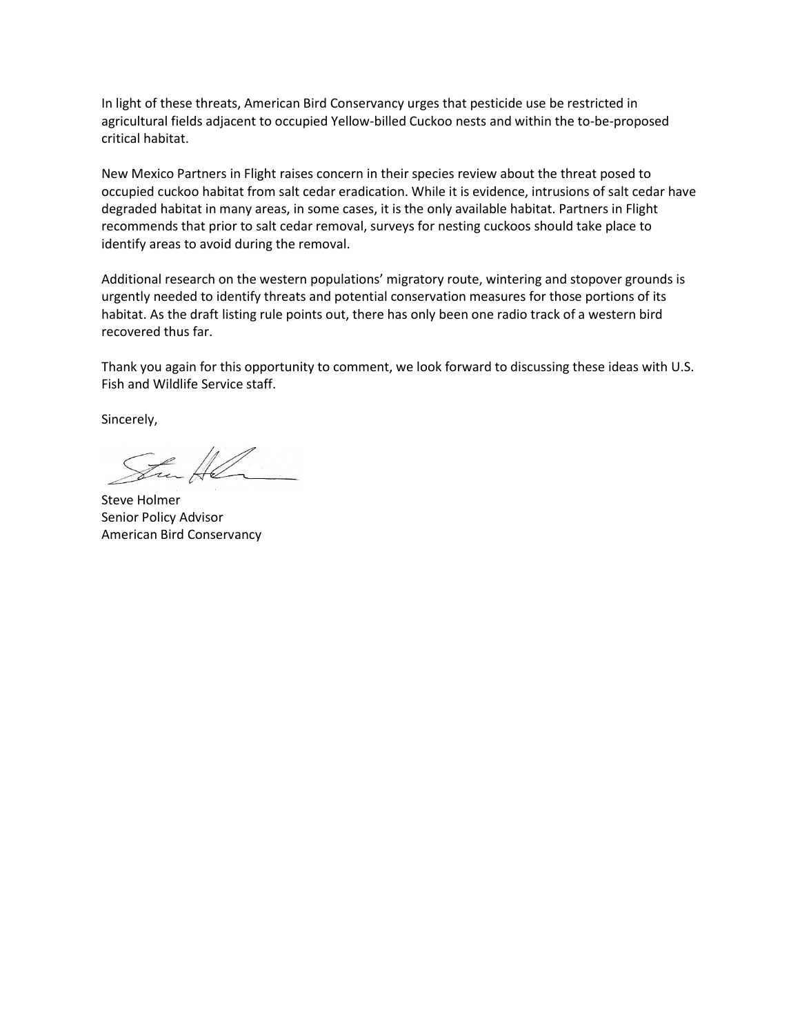In light of these threats, American Bird Conservancy urges that pesticide use be restricted in agricultural fields adjacent to occupied Yellow-billed Cuckoo nests and within the to-be-proposed critical habitat.

New Mexico Partners in Flight raises concern in their species review about the threat posed to occupied cuckoo habitat from salt cedar eradication. While it is evidence, intrusions of salt cedar have degraded habitat in many areas, in some cases, it is the only available habitat. Partners in Flight recommends that prior to salt cedar removal, surveys for nesting cuckoos should take place to identify areas to avoid during the removal.

Additional research on the western populations' migratory route, wintering and stopover grounds is urgently needed to identify threats and potential conservation measures for those portions of its habitat. As the draft listing rule points out, there has only been one radio track of a western bird recovered thus far.

Thank you again for this opportunity to comment, we look forward to discussing these ideas with U.S. Fish and Wildlife Service staff.

Sincerely,

Steve Holmer
Senior Policy Advisor
American Bird Conservancy